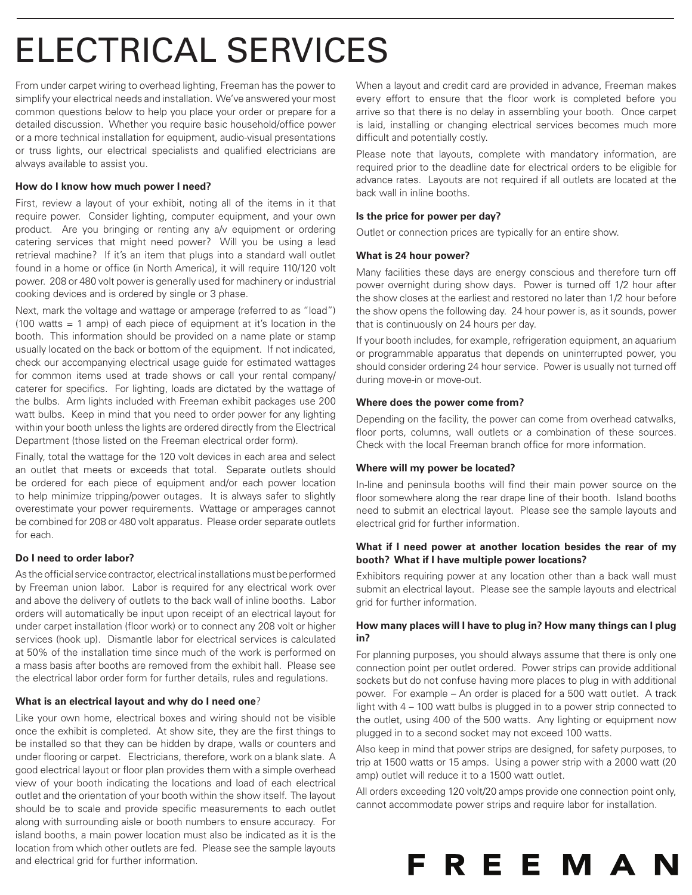# ELECTRICAL SERVICES

From under carpet wiring to overhead lighting, Freeman has the power to simplify your electrical needs and installation. We've answered your most common questions below to help you place your order or prepare for a detailed discussion. Whether you require basic household/office power or a more technical installation for equipment, audio-visual presentations or truss lights, our electrical specialists and qualified electricians are always available to assist you.

**How do I know how much power I need?**

First, review a layout of your exhibit, noting all of the items in it that require power. Consider lighting, computer equipment, and your own product. Are you bringing or renting any a/v equipment or ordering catering services that might need power? Will you be using a lead retrieval machine? If it's an item that plugs into a standard wall outlet found in a home or office (in North America), it will require 110/120 volt power. 208 or 480 volt power is generally used for machinery or industrial cooking devices and is ordered by single or 3 phase.

Next, mark the voltage and wattage or amperage (referred to as "load") (100 watts = 1 amp) of each piece of equipment at it's location in the booth. This information should be provided on a name plate or stamp usually located on the back or bottom of the equipment. If not indicated, check our accompanying electrical usage guide for estimated wattages for common items used at trade shows or call your rental company/caterer for specifics. For lighting, loads are dictated by the wattage of the bulbs. Arm lights included with Freeman exhibit packages use 200 watt bulbs. Keep in mind that you need to order power for any lighting within your booth unless the lights are ordered directly from the Electrical Department (those listed on the Freeman electrical order form).

Finally, total the wattage for the 120 volt devices in each area and select an outlet that meets or exceeds that total. Separate outlets should be ordered for each piece of equipment and/or each power location to help minimize tripping/power outages. It is always safer to slightly overestimate your power requirements. Wattage or amperages cannot be combined for 208 or 480 volt apparatus. Please order separate outlets for each.

**Do I need to order labor?**

As the official service contractor, electrical installations must be performed by Freeman union labor. Labor is required for any electrical work over and above the delivery of outlets to the back wall of inline booths. Labor orders will automatically be input upon receipt of an electrical layout for under carpet installation (floor work) or to connect any 208 volt or higher services (hook up). Dismantle labor for electrical services is calculated at 50% of the installation time since much of the work is performed on a mass basis after booths are removed from the exhibit hall. Please see the electrical labor order form for further details, rules and regulations.

**What is an electrical layout and why do I need one**?

Like your own home, electrical boxes and wiring should not be visible once the exhibit is completed. At show site, they are the first things to be installed so that they can be hidden by drape, walls or counters and under flooring or carpet. Electricians, therefore, work on a blank slate. A good electrical layout or floor plan provides them with a simple overhead view of your booth indicating the locations and load of each electrical outlet and the orientation of your booth within the show itself. The layout should be to scale and provide specific measurements to each outlet along with surrounding aisle or booth numbers to ensure accuracy. For island booths, a main power location must also be indicated as it is the location from which other outlets are fed. Please see the sample layouts and electrical grid for further information.

When a layout and credit card are provided in advance, Freeman makes every effort to ensure that the floor work is completed before you arrive so that there is no delay in assembling your booth. Once carpet is laid, installing or changing electrical services becomes much more difficult and potentially costly.

Please note that layouts, complete with mandatory information, are required prior to the deadline date for electrical orders to be eligible for advance rates. Layouts are not required if all outlets are located at the back wall in inline booths.

**Is the price for power per day?**

Outlet or connection prices are typically for an entire show.

**What is 24 hour power?**

Many facilities these days are energy conscious and therefore turn off power overnight during show days. Power is turned off 1/2 hour after the show closes at the earliest and restored no later than 1/2 hour before the show opens the following day. 24 hour power is, as it sounds, power that is continuously on 24 hours per day.

If your booth includes, for example, refrigeration equipment, an aquarium or programmable apparatus that depends on uninterrupted power, you should consider ordering 24 hour service. Power is usually not turned off during move-in or move-out.

**Where does the power come from?**

Depending on the facility, the power can come from overhead catwalks, floor ports, columns, wall outlets or a combination of these sources. Check with the local Freeman branch office for more information.

**Where will my power be located?**

In-line and peninsula booths will find their main power source on the floor somewhere along the rear drape line of their booth. Island booths need to submit an electrical layout. Please see the sample layouts and electrical grid for further information.

**What if I need power at another location besides the rear of my booth? What if I have multiple power locations?**

Exhibitors requiring power at any location other than a back wall must submit an electrical layout. Please see the sample layouts and electrical grid for further information.

**How many places will I have to plug in? How many things can I plug in?**

For planning purposes, you should always assume that there is only one connection point per outlet ordered. Power strips can provide additional sockets but do not confuse having more places to plug in with additional power. For example – An order is placed for a 500 watt outlet. A track light with 4 – 100 watt bulbs is plugged in to a power strip connected to the outlet, using 400 of the 500 watts. Any lighting or equipment now plugged in to a second socket may not exceed 100 watts.

Also keep in mind that power strips are designed, for safety purposes, to trip at 1500 watts or 15 amps. Using a power strip with a 2000 watt (20 amp) outlet will reduce it to a 1500 watt outlet.

All orders exceeding 120 volt/20 amps provide one connection point only, cannot accommodate power strips and require labor for installation.

FREEMAN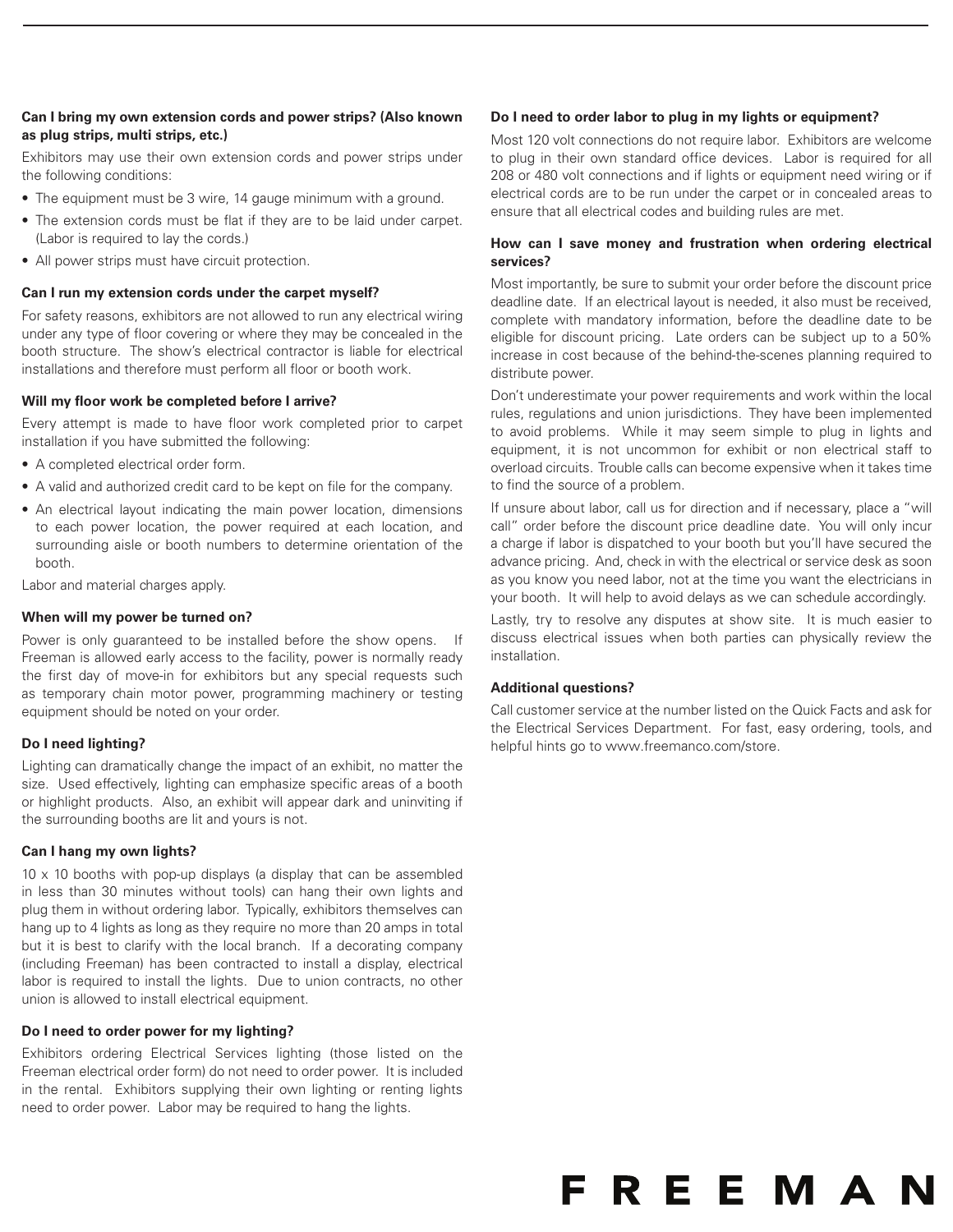**Can I bring my own extension cords and power strips? (Also known as plug strips, multi strips, etc.)**

Exhibitors may use their own extension cords and power strips under the following conditions:

- The equipment must be 3 wire, 14 gauge minimum with a ground.
- The extension cords must be flat if they are to be laid under carpet. (Labor is required to lay the cords.)
- All power strips must have circuit protection.

**Can I run my extension cords under the carpet myself?**

For safety reasons, exhibitors are not allowed to run any electrical wiring under any type of floor covering or where they may be concealed in the booth structure. The show's electrical contractor is liable for electrical installations and therefore must perform all floor or booth work.

**Will my floor work be completed before I arrive?**

Every attempt is made to have floor work completed prior to carpet installation if you have submitted the following:

- A completed electrical order form.
- A valid and authorized credit card to be kept on file for the company.
- An electrical layout indicating the main power location, dimensions to each power location, the power required at each location, and surrounding aisle or booth numbers to determine orientation of the booth.

Labor and material charges apply.

**When will my power be turned on?**

Power is only guaranteed to be installed before the show opens. If Freeman is allowed early access to the facility, power is normally ready the first day of move-in for exhibitors but any special requests such as temporary chain motor power, programming machinery or testing equipment should be noted on your order.

**Do I need lighting?**

Lighting can dramatically change the impact of an exhibit, no matter the size. Used effectively, lighting can emphasize specific areas of a booth or highlight products. Also, an exhibit will appear dark and uninviting if the surrounding booths are lit and yours is not.

**Can I hang my own lights?**

10 x 10 booths with pop-up displays (a display that can be assembled in less than 30 minutes without tools) can hang their own lights and plug them in without ordering labor. Typically, exhibitors themselves can hang up to 4 lights as long as they require no more than 20 amps in total but it is best to clarify with the local branch. If a decorating company (including Freeman) has been contracted to install a display, electrical labor is required to install the lights. Due to union contracts, no other union is allowed to install electrical equipment.

**Do I need to order power for my lighting?**

Exhibitors ordering Electrical Services lighting (those listed on the Freeman electrical order form) do not need to order power. It is included in the rental. Exhibitors supplying their own lighting or renting lights need to order power. Labor may be required to hang the lights.

**Do I need to order labor to plug in my lights or equipment?**

Most 120 volt connections do not require labor. Exhibitors are welcome to plug in their own standard office devices. Labor is required for all 208 or 480 volt connections and if lights or equipment need wiring or if electrical cords are to be run under the carpet or in concealed areas to ensure that all electrical codes and building rules are met.

**How can I save money and frustration when ordering electrical services?**

Most importantly, be sure to submit your order before the discount price deadline date. If an electrical layout is needed, it also must be received, complete with mandatory information, before the deadline date to be eligible for discount pricing. Late orders can be subject up to a 50% increase in cost because of the behind-the-scenes planning required to distribute power.

Don't underestimate your power requirements and work within the local rules, regulations and union jurisdictions. They have been implemented to avoid problems. While it may seem simple to plug in lights and equipment, it is not uncommon for exhibit or non electrical staff to overload circuits. Trouble calls can become expensive when it takes time to find the source of a problem.

If unsure about labor, call us for direction and if necessary, place a "will call" order before the discount price deadline date. You will only incur a charge if labor is dispatched to your booth but you'll have secured the advance pricing. And, check in with the electrical or service desk as soon as you know you need labor, not at the time you want the electricians in your booth. It will help to avoid delays as we can schedule accordingly.

Lastly, try to resolve any disputes at show site. It is much easier to discuss electrical issues when both parties can physically review the installation.

**Additional questions?**

Call customer service at the number listed on the Quick Facts and ask for the Electrical Services Department. For fast, easy ordering, tools, and helpful hints go to www.freemanco.com/store.

FREEMAN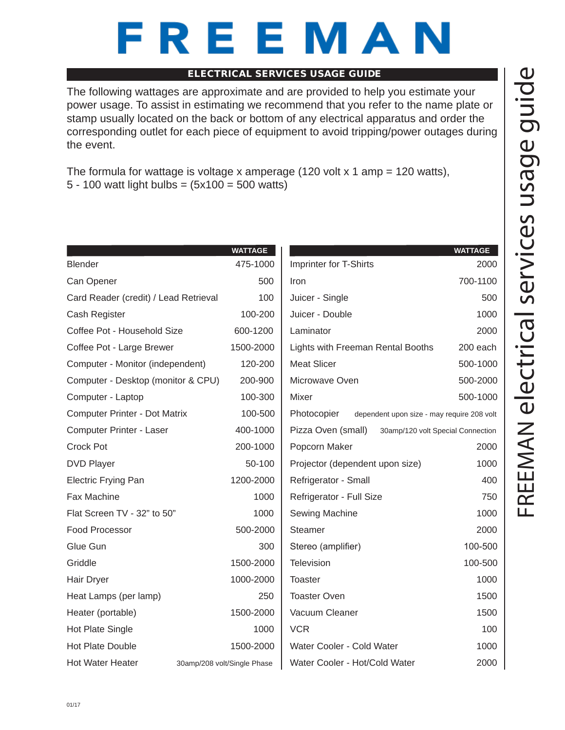# FREEMAN

## ELECTRICAL SERVICES USAGE GUIDE

The following wattages are approximate and are provided to help you estimate your power usage. To assist in estimating we recommend that you refer to the name plate or stamp usually located on the back or bottom of any electrical apparatus and order the corresponding outlet for each piece of equipment to avoid tripping/power outages during the event.

The formula for wattage is voltage x amperage (120 volt x 1 amp = 120 watts), 5 - 100 watt light bulbs = (5x100 = 500 watts)

| | WATTAGE |
|---|---|
| Blender | 475-1000 |
| Can Opener | 500 |
| Card Reader (credit) / Lead Retrieval | 100 |
| Cash Register | 100-200 |
| Coffee Pot - Household Size | 600-1200 |
| Coffee Pot - Large Brewer | 1500-2000 |
| Computer - Monitor (independent) | 120-200 |
| Computer - Desktop (monitor & CPU) | 200-900 |
| Computer - Laptop | 100-300 |
| Computer Printer - Dot Matrix | 100-500 |
| Computer Printer - Laser | 400-1000 |
| Crock Pot | 200-1000 |
| DVD Player | 50-100 |
| Electric Frying Pan | 1200-2000 |
| Fax Machine | 1000 |
| Flat Screen TV - 32" to 50" | 1000 |
| Food Processor | 500-2000 |
| Glue Gun | 300 |
| Griddle | 1500-2000 |
| Hair Dryer | 1000-2000 |
| Heat Lamps (per lamp) | 250 |
| Heater (portable) | 1500-2000 |
| Hot Plate Single | 1000 |
| Hot Plate Double | 1500-2000 |
| Hot Water Heater | 30amp/208 volt/Single Phase |

| | WATTAGE |
|---|---|
| Imprinter for T-Shirts | 2000 |
| Iron | 700-1100 |
| Juicer - Single | 500 |
| Juicer - Double | 1000 |
| Laminator | 2000 |
| Lights with Freeman Rental Booths | 200 each |
| Meat Slicer | 500-1000 |
| Microwave Oven | 500-2000 |
| Mixer | 500-1000 |
| Photocopier | dependent upon size - may require 208 volt |
| Pizza Oven (small) | 30amp/120 volt Special Connection |
| Popcorn Maker | 2000 |
| Projector (dependent upon size) | 1000 |
| Refrigerator - Small | 400 |
| Refrigerator - Full Size | 750 |
| Sewing Machine | 1000 |
| Steamer | 2000 |
| Stereo (amplifier) | 100-500 |
| Television | 100-500 |
| Toaster | 1000 |
| Toaster Oven | 1500 |
| Vacuum Cleaner | 1500 |
| VCR | 100 |
| Water Cooler - Cold Water | 1000 |
| Water Cooler - Hot/Cold Water | 2000 |

FREEMAN electrical services usage guide

01/17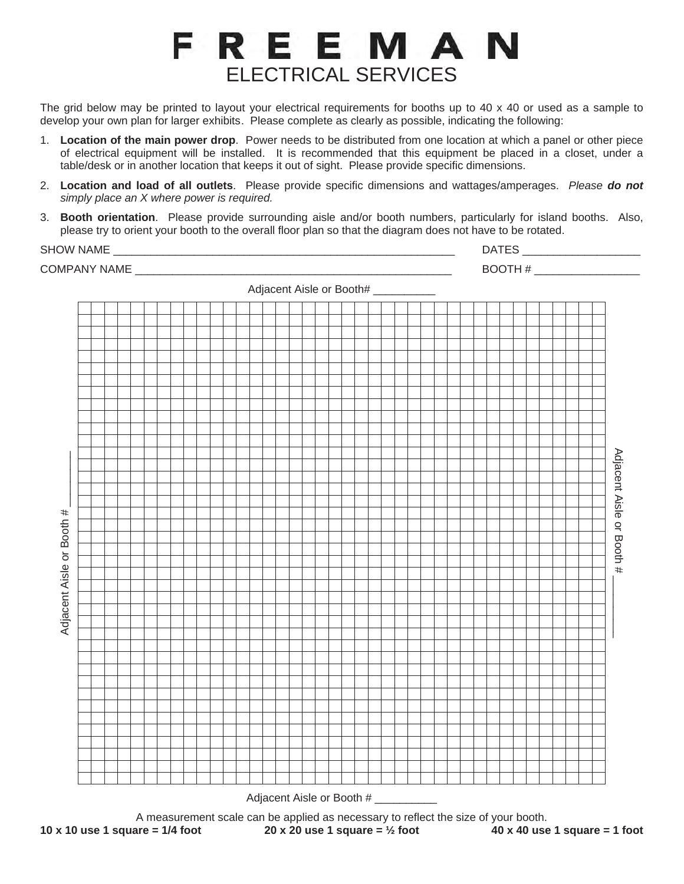// FREEMAN

## ELECTRICAL SERVICES

The grid below may be printed to layout your electrical requirements for booths up to 40 x 40 or used as a sample to develop your own plan for larger exhibits. Please complete as clearly as possible, indicating the following:

1. **Location of the main power drop**. Power needs to be distributed from one location at which a panel or other piece of electrical equipment will be installed. It is recommended that this equipment be placed in a closet, under a table/desk or in another location that keeps it out of sight. Please provide specific dimensions.
2. **Location and load of all outlets**. Please provide specific dimensions and wattages/amperages. *Please **do not** simply place an X where power is required.*
3. **Booth orientation**. Please provide surrounding aisle and/or booth numbers, particularly for island booths. Also, please try to orient your booth to the overall floor plan so that the diagram does not have to be rotated.

SHOW NAME ____________________________________________________________ DATES ____________________

COMPANY NAME ______________________________________________________ BOOTH # __________________

Adjacent Aisle or Booth# __________

Adjacent Aisle or Booth # __________

Adjacent Aisle or Booth # __________

Adjacent Aisle or Booth # __________

A measurement scale can be applied as necessary to reflect the size of your booth.

**10 x 10 use 1 square = 1/4 foot** **20 x 20 use 1 square = ½ foot** **40 x 40 use 1 square = 1 foot**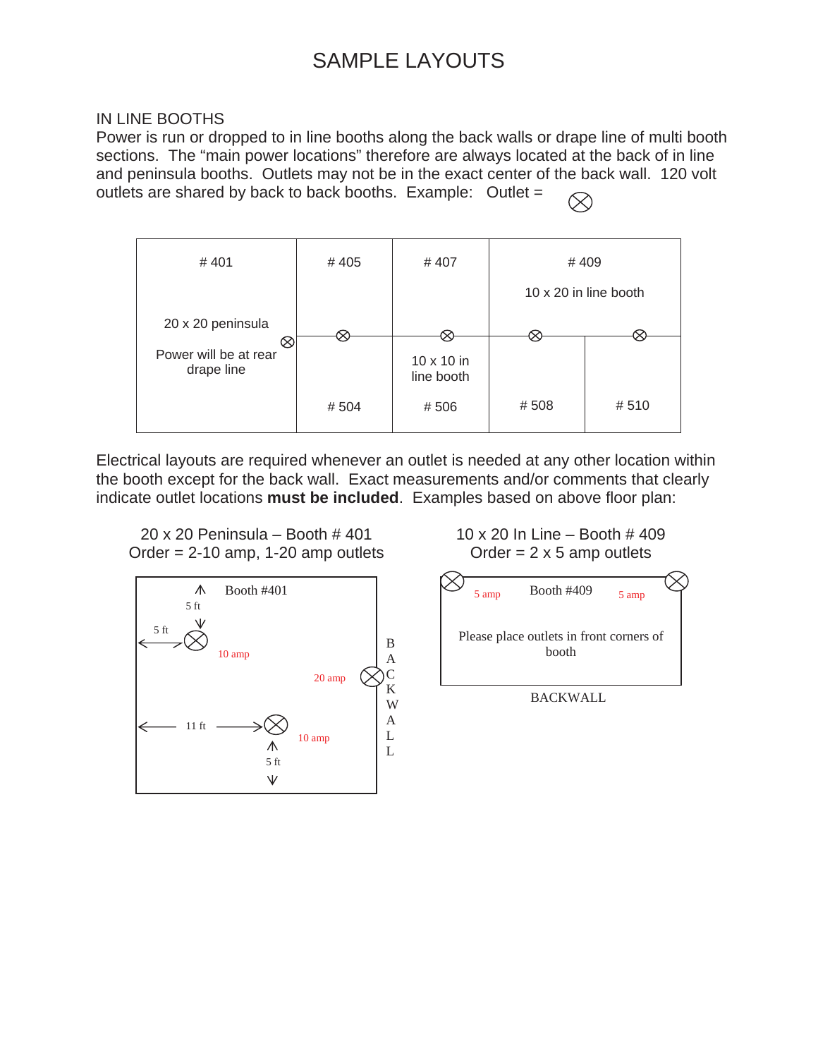# SAMPLE LAYOUTS

## IN LINE BOOTHS

Power is run or dropped to in line booths along the back walls or drape line of multi booth sections. The "main power locations" therefore are always located at the back of in line and peninsula booths. Outlets may not be in the exact center of the back wall. 120 volt outlets are shared by back to back booths. Example: Outlet = ⊗

| # 401 | # 405 | # 407 | # 409 | |
|---|---|---|---|---|
| 20 x 20 peninsula | | | 10 x 20 in line booth | |
| Power will be at rear drape line ⊗ | ⊗ | ⊗ | ⊗ | ⊗ |
| | | 10 x 10 in line booth | | |
| | # 504 | # 506 | # 508 | # 510 |

Electrical layouts are required whenever an outlet is needed at any other location within the booth except for the back wall. Exact measurements and/or comments that clearly indicate outlet locations **must be included**. Examples based on above floor plan:

**20 x 20 Peninsula – Booth # 401**
**Order = 2-10 amp, 1-20 amp outlets**

Booth #401

- 10 amp outlet: 5 ft from top, 5 ft from left side
- 20 amp outlet: at BACKWALL
- 10 amp outlet: 11 ft from left side, 5 ft from bottom

**10 x 20 In Line – Booth # 409**
**Order = 2 x 5 amp outlets**

Booth #409

- 5 amp outlet (front left corner)
- 5 amp outlet (front right corner)

Please place outlets in front corners of booth

BACKWALL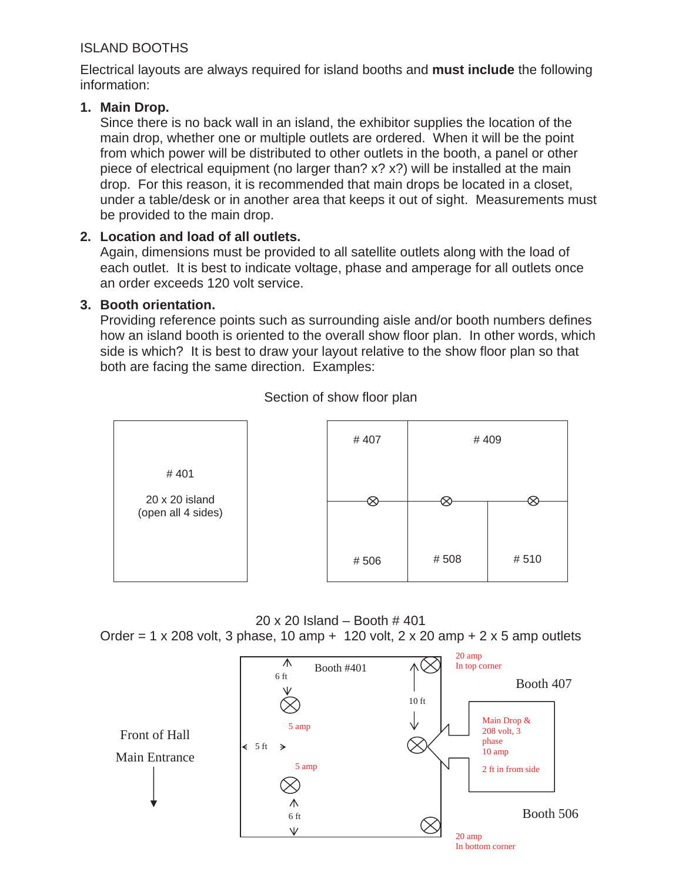ISLAND BOOTHS

Electrical layouts are always required for island booths and **must include** the following information:

1. **Main Drop.**
   Since there is no back wall in an island, the exhibitor supplies the location of the main drop, whether one or multiple outlets are ordered. When it will be the point from which power will be distributed to other outlets in the booth, a panel or other piece of electrical equipment (no larger than? x? x?) will be installed at the main drop. For this reason, it is recommended that main drops be located in a closet, under a table/desk or in another area that keeps it out of sight. Measurements must be provided to the main drop.

2. **Location and load of all outlets.**
   Again, dimensions must be provided to all satellite outlets along with the load of each outlet. It is best to indicate voltage, phase and amperage for all outlets once an order exceeds 120 volt service.

3. **Booth orientation.**
   Providing reference points such as surrounding aisle and/or booth numbers defines how an island booth is oriented to the overall show floor plan. In other words, which side is which? It is best to draw your layout relative to the show floor plan so that both are facing the same direction. Examples:

Section of show floor plan

# 401
20 x 20 island
(open all 4 sides)

# 407 | # 409
# 506 | # 508 | # 510

20 x 20 Island – Booth # 401
Order = 1 x 208 volt, 3 phase, 10 amp + 120 volt, 2 x 20 amp + 2 x 5 amp outlets

Booth #401

6 ft | 5 amp | 5 ft | 5 amp | 6 ft | 10 ft

20 amp
In top corner

Booth 407

Main Drop &
208 volt, 3 phase
10 amp

2 ft in from side

Booth 506

20 amp
In bottom corner

Front of Hall
Main Entrance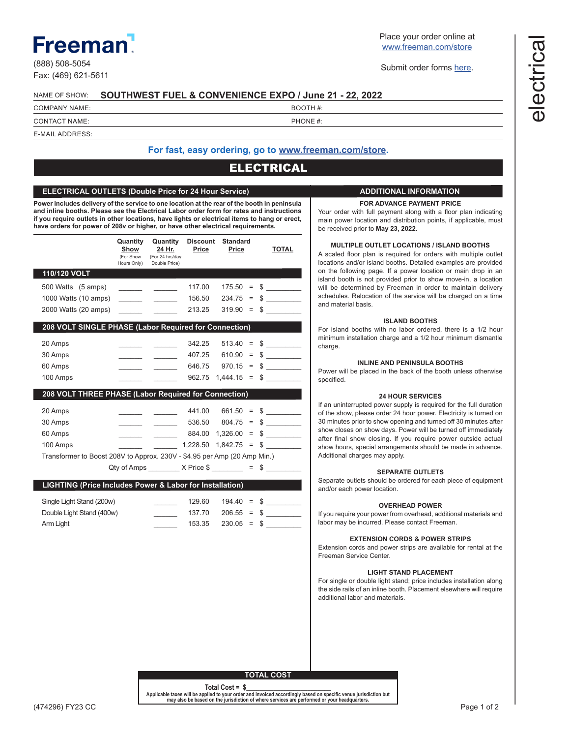# Freeman

(888) 508-5054
Fax: (469) 621-5611

Place your order online at www.freeman.com/store

Submit order forms here.

electrical

NAME OF SHOW: **SOUTHWEST FUEL & CONVENIENCE EXPO / June 21 - 22, 2022**

COMPANY NAME: BOOTH #:

CONTACT NAME: PHONE #:

E-MAIL ADDRESS:

**For fast, easy ordering, go to www.freeman.com/store.**

# ELECTRICAL

## ELECTRICAL OUTLETS (Double Price for 24 Hour Service)

**Power includes delivery of the service to one location at the rear of the booth in peninsula and inline booths. Please see the Electrical Labor order form for rates and instructions if you require outlets in other locations, have lights or electrical items to hang or erect, have orders for power of 208v or higher, or have other electrical requirements.**

| | Quantity Show (For Show Hours Only) | Quantity 24 Hr. (For 24 hrs/day Double Price) | Discount Price | Standard Price | | TOTAL |
|---|---|---|---|---|---|---|
| **110/120 VOLT** | | | | | | |
| 500 Watts (5 amps) | ______ | ______ | 117.00 | 175.50 | = | $ ________ |
| 1000 Watts (10 amps) | ______ | ______ | 156.50 | 234.75 | = | $ ________ |
| 2000 Watts (20 amps) | ______ | ______ | 213.25 | 319.90 | = | $ ________ |
| **208 VOLT SINGLE PHASE (Labor Required for Connection)** | | | | | | |
| 20 Amps | ______ | ______ | 342.25 | 513.40 | = | $ ________ |
| 30 Amps | ______ | ______ | 407.25 | 610.90 | = | $ ________ |
| 60 Amps | ______ | ______ | 646.75 | 970.15 | = | $ ________ |
| 100 Amps | ______ | ______ | 962.75 | 1,444.15 | = | $ ________ |
| **208 VOLT THREE PHASE (Labor Required for Connection)** | | | | | | |
| 20 Amps | ______ | ______ | 441.00 | 661.50 | = | $ ________ |
| 30 Amps | ______ | ______ | 536.50 | 804.75 | = | $ ________ |
| 60 Amps | ______ | ______ | 884.00 | 1,326.00 | = | $ ________ |
| 100 Amps | ______ | ______ | 1,228.50 | 1,842.75 | = | $ ________ |

Transformer to Boost 208V to Approx. 230V - $4.95 per Amp (20 Amp Min.)

Qty of Amps ________ X Price $ ________ = $ ________

## LIGHTING (Price Includes Power & Labor for Installation)

| | Quantity | Discount Price | Standard Price | | TOTAL |
|---|---|---|---|---|---|
| Single Light Stand (200w) | ______ | 129.60 | 194.40 | = | $ ________ |
| Double Light Stand (400w) | ______ | 137.70 | 206.55 | = | $ ________ |
| Arm Light | ______ | 153.35 | 230.05 | = | $ ________ |

## ADDITIONAL INFORMATION

### FOR ADVANCE PAYMENT PRICE

Your order with full payment along with a floor plan indicating main power location and distribution points, if applicable, must be received prior to **May 23, 2022**.

### MULTIPLE OUTLET LOCATIONS / ISLAND BOOTHS

A scaled floor plan is required for orders with multiple outlet locations and/or island booths. Detailed examples are provided on the following page. If a power location or main drop in an island booth is not provided prior to show move-in, a location will be determined by Freeman in order to maintain delivery schedules. Relocation of the service will be charged on a time and material basis.

### ISLAND BOOTHS

For island booths with no labor ordered, there is a 1/2 hour minimum installation charge and a 1/2 hour minimum dismantle charge.

### INLINE AND PENINSULA BOOTHS

Power will be placed in the back of the booth unless otherwise specified.

### 24 HOUR SERVICES

If an uninterrupted power supply is required for the full duration of the show, please order 24 hour power. Electricity is turned on 30 minutes prior to show opening and turned off 30 minutes after show closes on show days. Power will be turned off immediately after final show closing. If you require power outside actual show hours, special arrangements should be made in advance. Additional charges may apply.

### SEPARATE OUTLETS

Separate outlets should be ordered for each piece of equipment and/or each power location.

### OVERHEAD POWER

If you require your power from overhead, additional materials and labor may be incurred. Please contact Freeman.

### EXTENSION CORDS & POWER STRIPS

Extension cords and power strips are available for rental at the Freeman Service Center.

### LIGHT STAND PLACEMENT

For single or double light stand; price includes installation along the side rails of an inline booth. Placement elsewhere will require additional labor and materials.

## TOTAL COST

**Total Cost = $**________________________

**Applicable taxes will be applied to your order and invoiced accordingly based on specific venue jurisdiction but may also be based on the jurisdiction of where services are performed or your headquarters.**

(474296) FY23 CC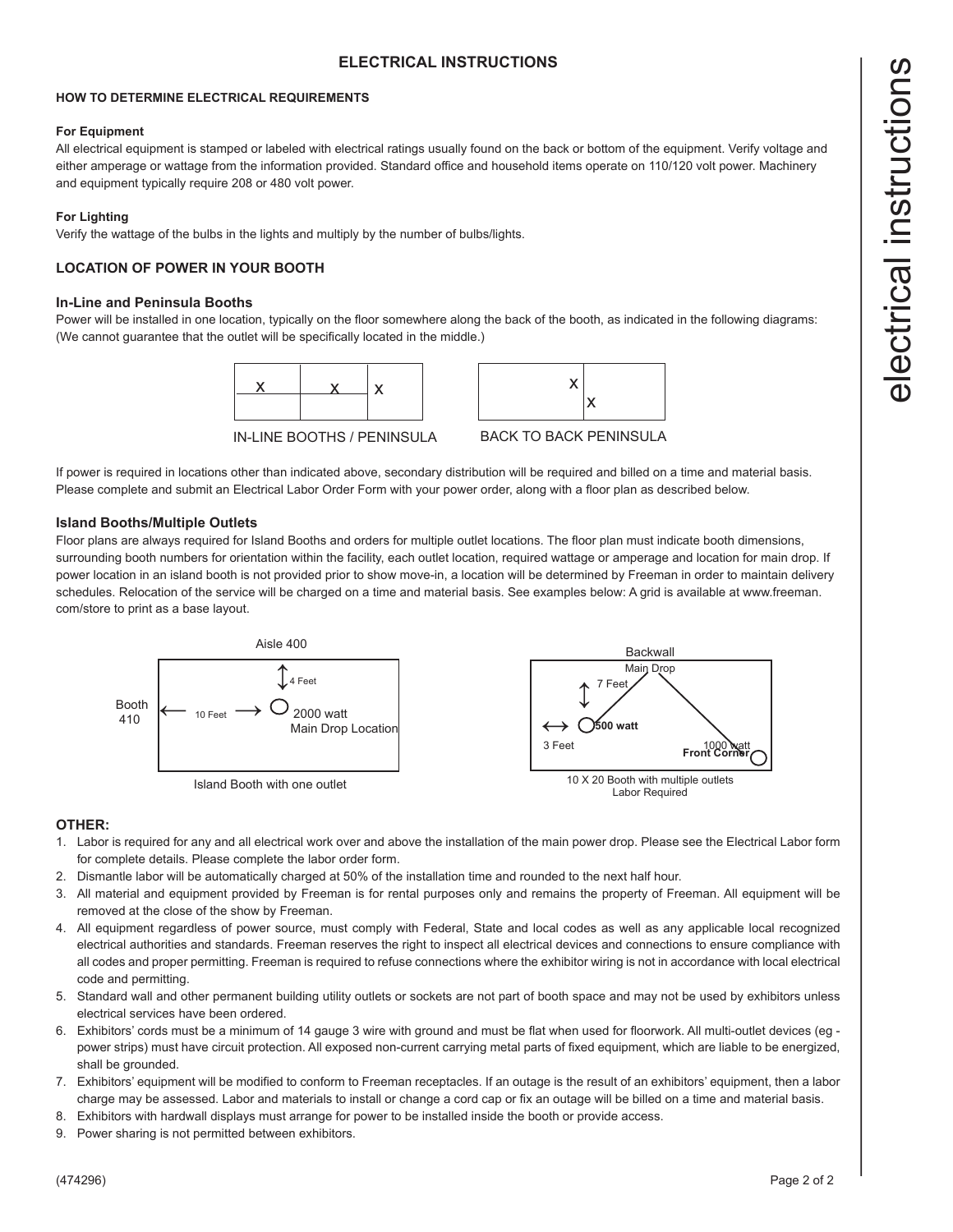# ELECTRICAL INSTRUCTIONS

## HOW TO DETERMINE ELECTRICAL REQUIREMENTS

**For Equipment**

All electrical equipment is stamped or labeled with electrical ratings usually found on the back or bottom of the equipment. Verify voltage and either amperage or wattage from the information provided. Standard office and household items operate on 110/120 volt power. Machinery and equipment typically require 208 or 480 volt power.

**For Lighting**

Verify the wattage of the bulbs in the lights and multiply by the number of bulbs/lights.

## LOCATION OF POWER IN YOUR BOOTH

### In-Line and Peninsula Booths

Power will be installed in one location, typically on the floor somewhere along the back of the booth, as indicated in the following diagrams: (We cannot guarantee that the outlet will be specifically located in the middle.)

IN-LINE BOOTHS / PENINSULA

BACK TO BACK PENINSULA

If power is required in locations other than indicated above, secondary distribution will be required and billed on a time and material basis. Please complete and submit an Electrical Labor Order Form with your power order, along with a floor plan as described below.

### Island Booths/Multiple Outlets

Floor plans are always required for Island Booths and orders for multiple outlet locations. The floor plan must indicate booth dimensions, surrounding booth numbers for orientation within the facility, each outlet location, required wattage or amperage and location for main drop. If power location in an island booth is not provided prior to show move-in, a location will be determined by Freeman in order to maintain delivery schedules. Relocation of the service will be charged on a time and material basis. See examples below: A grid is available at www.freeman.com/store to print as a base layout.

Aisle 400 — Booth 410 — 10 Feet — 4 Feet — 2000 watt Main Drop Location

Island Booth with one outlet

Backwall — Main Drop — 7 Feet — 3 Feet — 500 watt — 1000 watt Front Corner

10 X 20 Booth with multiple outlets Labor Required

## OTHER:

1. Labor is required for any and all electrical work over and above the installation of the main power drop. Please see the Electrical Labor form for complete details. Please complete the labor order form.
2. Dismantle labor will be automatically charged at 50% of the installation time and rounded to the next half hour.
3. All material and equipment provided by Freeman is for rental purposes only and remains the property of Freeman. All equipment will be removed at the close of the show by Freeman.
4. All equipment regardless of power source, must comply with Federal, State and local codes as well as any applicable local recognized electrical authorities and standards. Freeman reserves the right to inspect all electrical devices and connections to ensure compliance with all codes and proper permitting. Freeman is required to refuse connections where the exhibitor wiring is not in accordance with local electrical code and permitting.
5. Standard wall and other permanent building utility outlets or sockets are not part of booth space and may not be used by exhibitors unless electrical services have been ordered.
6. Exhibitors' cords must be a minimum of 14 gauge 3 wire with ground and must be flat when used for floorwork. All multi-outlet devices (eg - power strips) must have circuit protection. All exposed non-current carrying metal parts of fixed equipment, which are liable to be energized, shall be grounded.
7. Exhibitors' equipment will be modified to conform to Freeman receptacles. If an outage is the result of an exhibitors' equipment, then a labor charge may be assessed. Labor and materials to install or change a cord cap or fix an outage will be billed on a time and material basis.
8. Exhibitors with hardwall displays must arrange for power to be installed inside the booth or provide access.
9. Power sharing is not permitted between exhibitors.

(474296)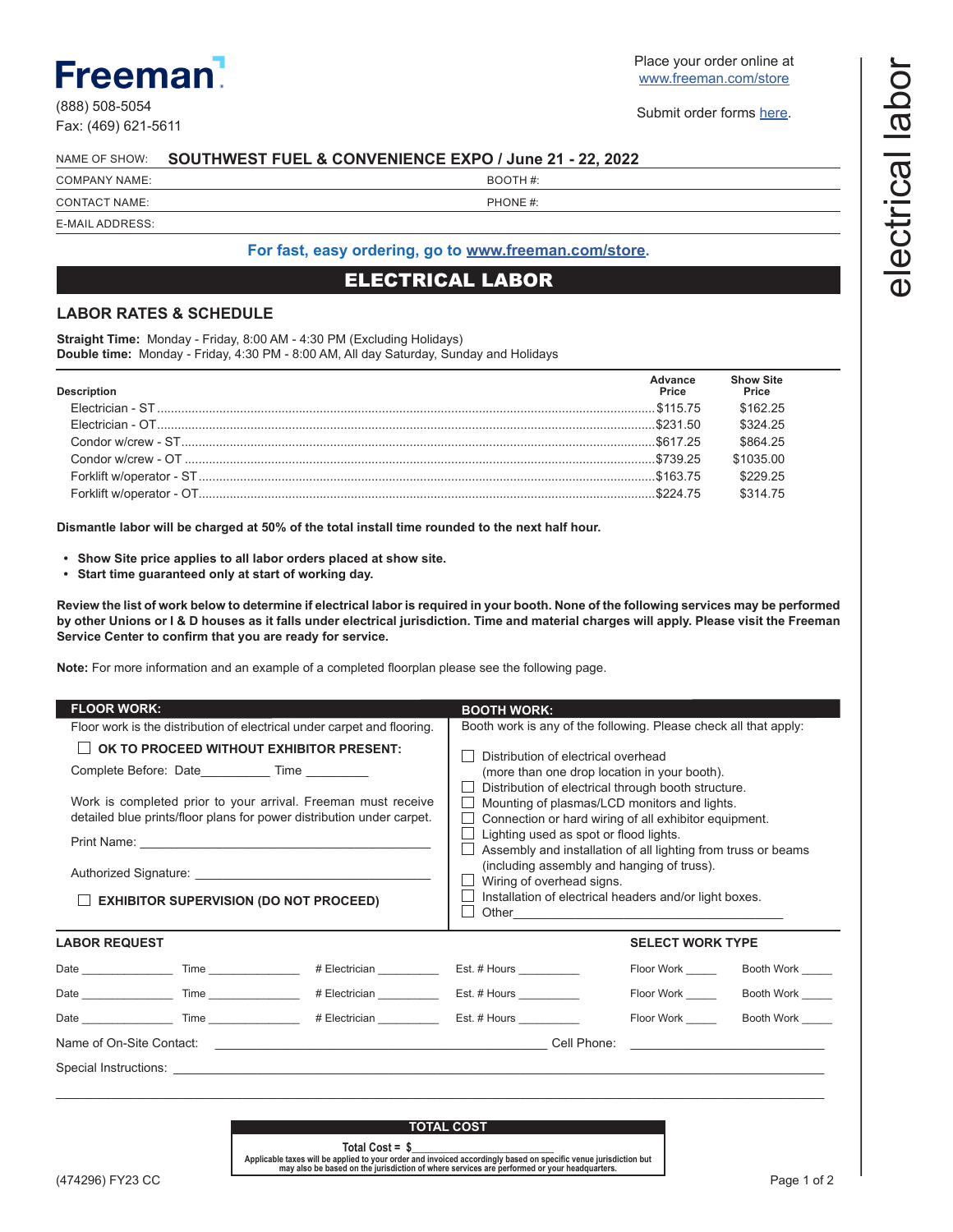# Freeman

(888) 508-5054
Fax: (469) 621-5611

Place your order online at www.freeman.com/store

Submit order forms here.

electrical labor

NAME OF SHOW: **SOUTHWEST FUEL & CONVENIENCE EXPO / June 21 - 22, 2022**

COMPANY NAME: BOOTH #:

CONTACT NAME: PHONE #:

E-MAIL ADDRESS:

**For fast, easy ordering, go to www.freeman.com/store.**

## ELECTRICAL LABOR

### LABOR RATES & SCHEDULE

**Straight Time:** Monday - Friday, 8:00 AM - 4:30 PM (Excluding Holidays)
**Double time:** Monday - Friday, 4:30 PM - 8:00 AM, All day Saturday, Sunday and Holidays

| Description | Advance Price | Show Site Price |
|---|---|---|
| Electrician - ST | $115.75 | $162.25 |
| Electrician - OT | $231.50 | $324.25 |
| Condor w/crew - ST | $617.25 | $864.25 |
| Condor w/crew - OT | $739.25 | $1035.00 |
| Forklift w/operator - ST | $163.75 | $229.25 |
| Forklift w/operator - OT | $224.75 | $314.75 |

**Dismantle labor will be charged at 50% of the total install time rounded to the next half hour.**

- **Show Site price applies to all labor orders placed at show site.**
- **Start time guaranteed only at start of working day.**

**Review the list of work below to determine if electrical labor is required in your booth. None of the following services may be performed by other Unions or I & D houses as it falls under electrical jurisdiction. Time and material charges will apply. Please visit the Freeman Service Center to confirm that you are ready for service.**

**Note:** For more information and an example of a completed floorplan please see the following page.

### FLOOR WORK:

Floor work is the distribution of electrical under carpet and flooring.

☐ **OK TO PROCEED WITHOUT EXHIBITOR PRESENT:**

Complete Before: Date__________ Time _________

Work is completed prior to your arrival. Freeman must receive detailed blue prints/floor plans for power distribution under carpet.

Print Name: ____________________________________________

Authorized Signature: ______________________________________

☐ **EXHIBITOR SUPERVISION (DO NOT PROCEED)**

### BOOTH WORK:

Booth work is any of the following. Please check all that apply:

- ☐ Distribution of electrical overhead (more than one drop location in your booth).
- ☐ Distribution of electrical through booth structure.
- ☐ Mounting of plasmas/LCD monitors and lights.
- ☐ Connection or hard wiring of all exhibitor equipment.
- ☐ Lighting used as spot or flood lights.
- ☐ Assembly and installation of all lighting from truss or beams (including assembly and hanging of truss).
- ☐ Wiring of overhead signs.
- ☐ Installation of electrical headers and/or light boxes.
- ☐ Other____________________________________

### LABOR REQUEST

| Date | Time | # Electrician | Est. # Hours | Floor Work | Booth Work |
|---|---|---|---|---|---|
| | | | | | |
| | | | | | |
| | | | | | |

SELECT WORK TYPE: Floor Work / Booth Work

Name of On-Site Contact: ______________________________ Cell Phone: ____________________

Special Instructions: ______________________________________________________________

### TOTAL COST

**Total Cost = $**______________________

**Applicable taxes will be applied to your order and invoiced accordingly based on specific venue jurisdiction but may also be based on the jurisdiction of where services are performed or your headquarters.**

(474296) FY23 CC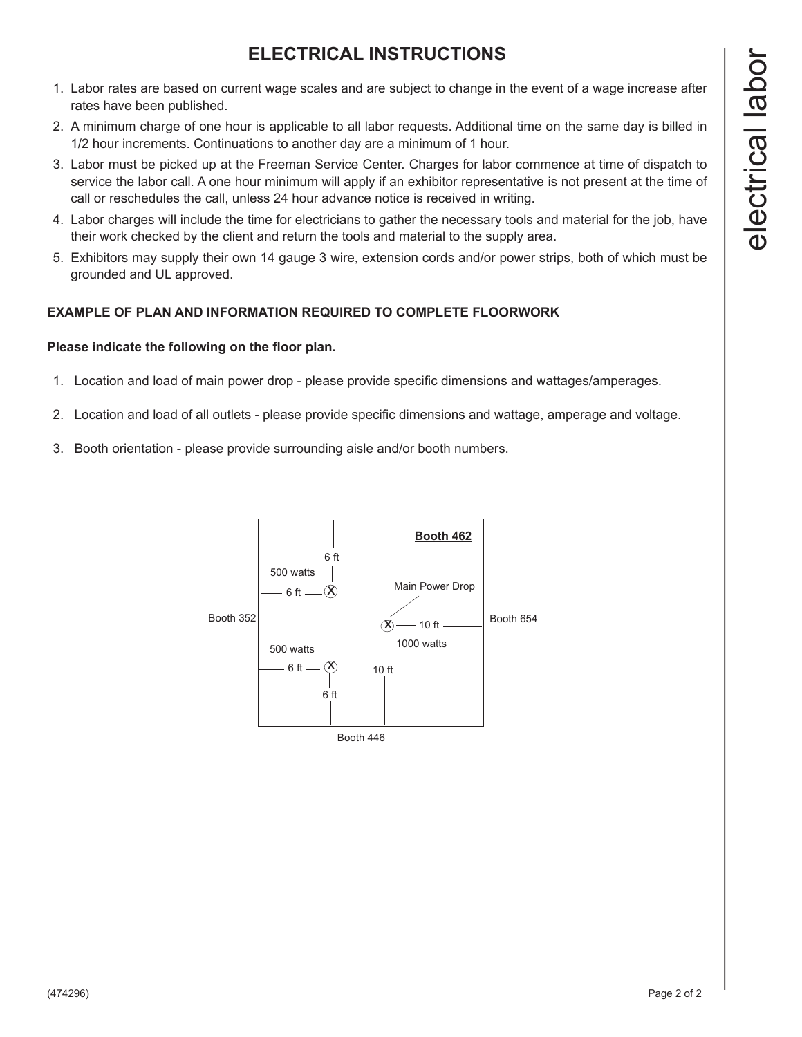# ELECTRICAL INSTRUCTIONS

1. Labor rates are based on current wage scales and are subject to change in the event of a wage increase after rates have been published.
2. A minimum charge of one hour is applicable to all labor requests. Additional time on the same day is billed in 1/2 hour increments. Continuations to another day are a minimum of 1 hour.
3. Labor must be picked up at the Freeman Service Center. Charges for labor commence at time of dispatch to service the labor call. A one hour minimum will apply if an exhibitor representative is not present at the time of call or reschedules the call, unless 24 hour advance notice is received in writing.
4. Labor charges will include the time for electricians to gather the necessary tools and material for the job, have their work checked by the client and return the tools and material to the supply area.
5. Exhibitors may supply their own 14 gauge 3 wire, extension cords and/or power strips, both of which must be grounded and UL approved.

**EXAMPLE OF PLAN AND INFORMATION REQUIRED TO COMPLETE FLOORWORK**

**Please indicate the following on the floor plan.**

1. Location and load of main power drop - please provide specific dimensions and wattages/amperages.
2. Location and load of all outlets - please provide specific dimensions and wattage, amperage and voltage.
3. Booth orientation - please provide surrounding aisle and/or booth numbers.

**Booth 462**

6 ft
500 watts
6 ft X
Main Power Drop
Booth 352
X 10 ft
Booth 654
1000 watts
500 watts
6 ft X
10 ft
6 ft
Booth 446

electrical labor

(474296)